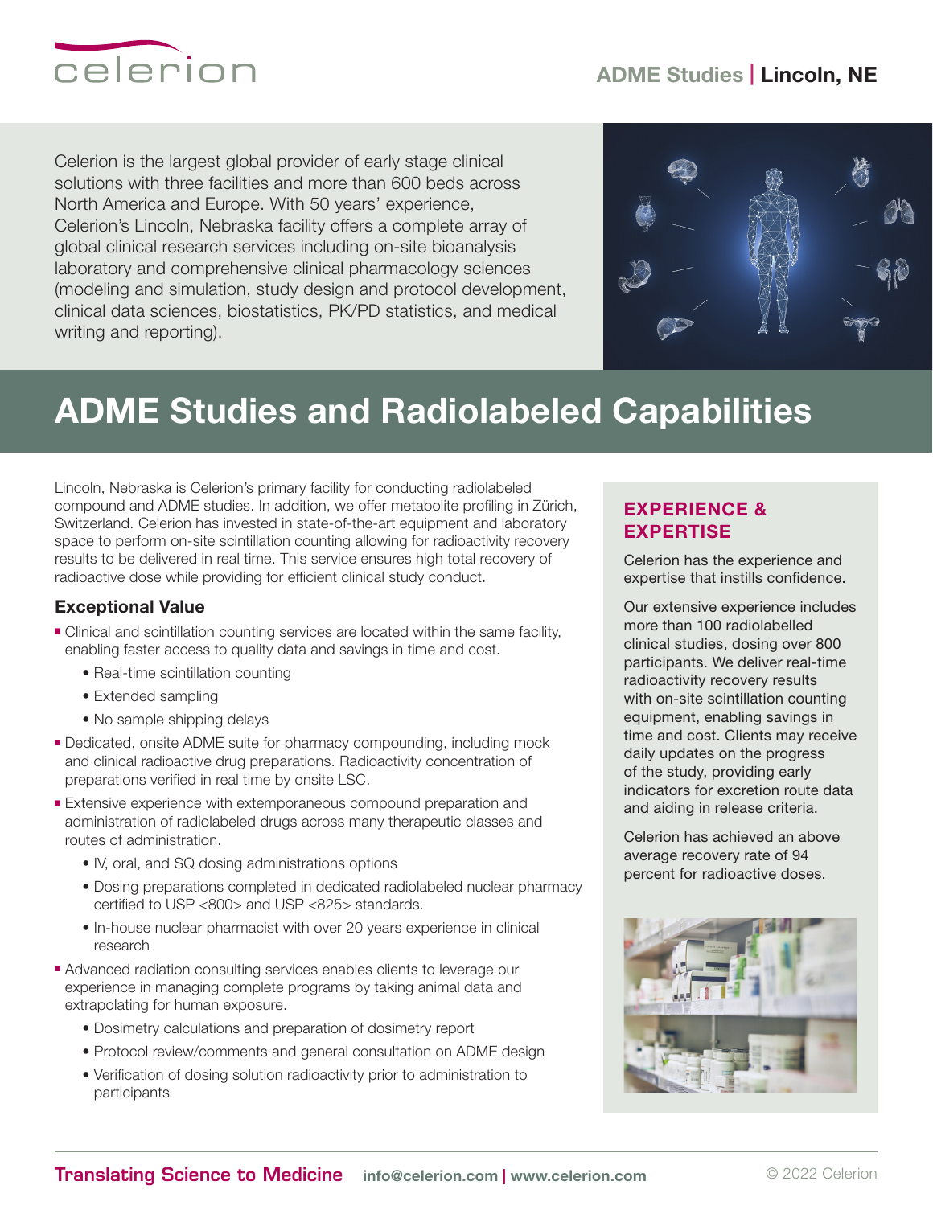celerion

**ADME Studies | Lincoln, NE**

Celerion is the largest global provider of early stage clinical solutions with three facilities and more than 600 beds across North America and Europe. With 50 years' experience, Celerion's Lincoln, Nebraska facility offers a complete array of global clinical research services including on-site bioanalysis laboratory and comprehensive clinical pharmacology sciences (modeling and simulation, study design and protocol development, clinical data sciences, biostatistics, PK/PD statistics, and medical writing and reporting).

# ADME Studies and Radiolabeled Capabilities

Lincoln, Nebraska is Celerion's primary facility for conducting radiolabeled compound and ADME studies. In addition, we offer metabolite profiling in Zürich, Switzerland. Celerion has invested in state-of-the-art equipment and laboratory space to perform on-site scintillation counting allowing for radioactivity recovery results to be delivered in real time. This service ensures high total recovery of radioactive dose while providing for efficient clinical study conduct.

## Exceptional Value

- Clinical and scintillation counting services are located within the same facility, enabling faster access to quality data and savings in time and cost.
  - Real-time scintillation counting
  - Extended sampling
  - No sample shipping delays
- Dedicated, onsite ADME suite for pharmacy compounding, including mock and clinical radioactive drug preparations. Radioactivity concentration of preparations verified in real time by onsite LSC.
- Extensive experience with extemporaneous compound preparation and administration of radiolabeled drugs across many therapeutic classes and routes of administration.
  - IV, oral, and SQ dosing administrations options
  - Dosing preparations completed in dedicated radiolabeled nuclear pharmacy certified to USP <800> and USP <825> standards.
  - In-house nuclear pharmacist with over 20 years experience in clinical research
- Advanced radiation consulting services enables clients to leverage our experience in managing complete programs by taking animal data and extrapolating for human exposure.
  - Dosimetry calculations and preparation of dosimetry report
  - Protocol review/comments and general consultation on ADME design
  - Verification of dosing solution radioactivity prior to administration to participants

## EXPERIENCE & EXPERTISE

Celerion has the experience and expertise that instills confidence.

Our extensive experience includes more than 100 radiolabelled clinical studies, dosing over 800 participants. We deliver real-time radioactivity recovery results with on-site scintillation counting equipment, enabling savings in time and cost. Clients may receive daily updates on the progress of the study, providing early indicators for excretion route data and aiding in release criteria.

Celerion has achieved an above average recovery rate of 94 percent for radioactive doses.

**Translating Science to Medicine** info@celerion.com | www.celerion.com

© 2022 Celerion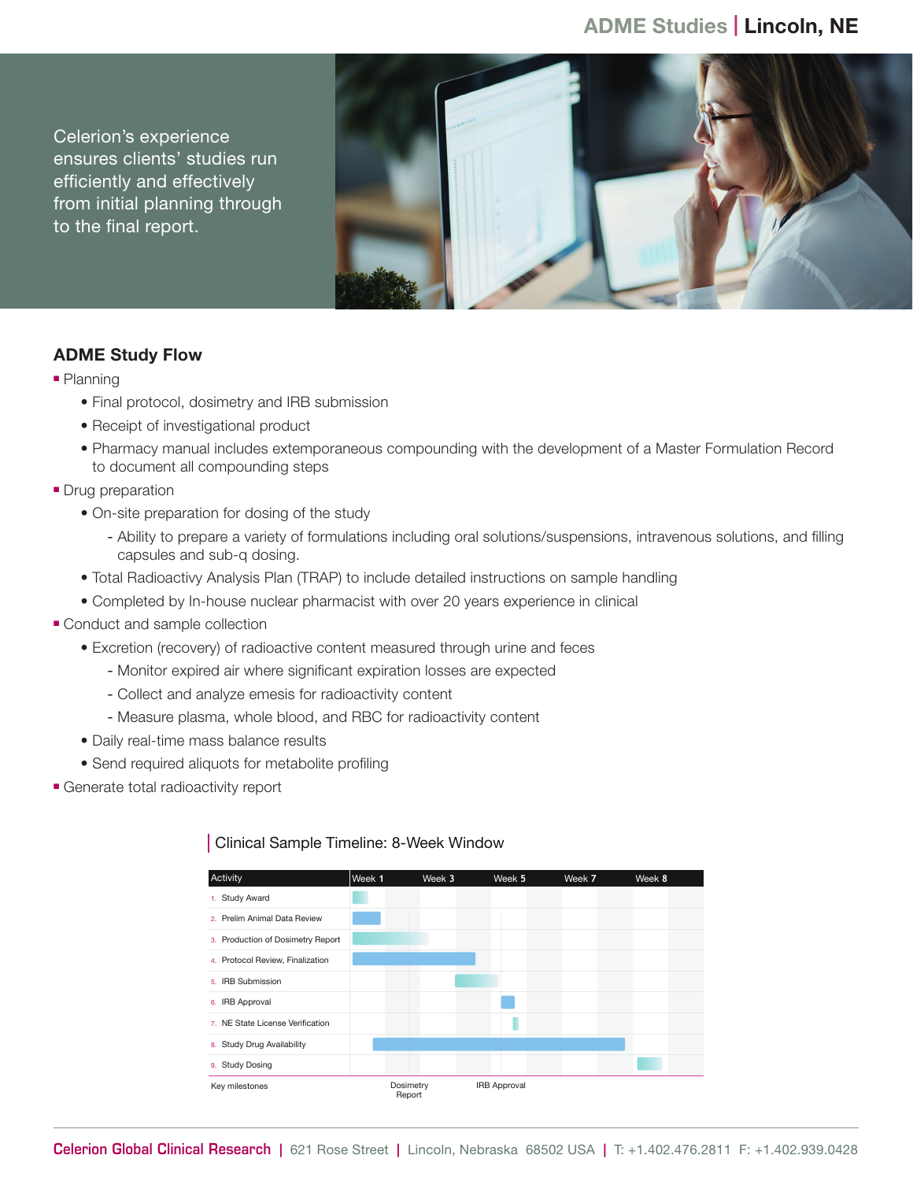Celerion's experience ensures clients' studies run efficiently and effectively from initial planning through to the final report.

## ADME Study Flow

- Planning
  - Final protocol, dosimetry and IRB submission
  - Receipt of investigational product
  - Pharmacy manual includes extemporaneous compounding with the development of a Master Formulation Record to document all compounding steps
- Drug preparation
  - On-site preparation for dosing of the study
    - Ability to prepare a variety of formulations including oral solutions/suspensions, intravenous solutions, and filling capsules and sub-q dosing.
  - Total Radioactivy Analysis Plan (TRAP) to include detailed instructions on sample handling
  - Completed by In-house nuclear pharmacist with over 20 years experience in clinical
- Conduct and sample collection
  - Excretion (recovery) of radioactive content measured through urine and feces
    - Monitor expired air where significant expiration losses are expected
    - Collect and analyze emesis for radioactivity content
    - Measure plasma, whole blood, and RBC for radioactivity content
  - Daily real-time mass balance results
  - Send required aliquots for metabolite profiling
- Generate total radioactivity report

### Clinical Sample Timeline: 8-Week Window

Activity
Week 1
Week 3
Week 5
Week 7
Week 8

1. Study Award
2. Prelim Animal Data Review
3. Production of Dosimetry Report
4. Protocol Review, Finalization
5. IRB Submission
6. IRB Approval
7. NE State License Verification
8. Study Drug Availability
9. Study Dosing

Key milestones
Dosimetry Report
IRB Approval

**Celerion Global Clinical Research** | 621 Rose Street | Lincoln, Nebraska 68502 USA | T: +1.402.476.2811 F: +1.402.939.0428